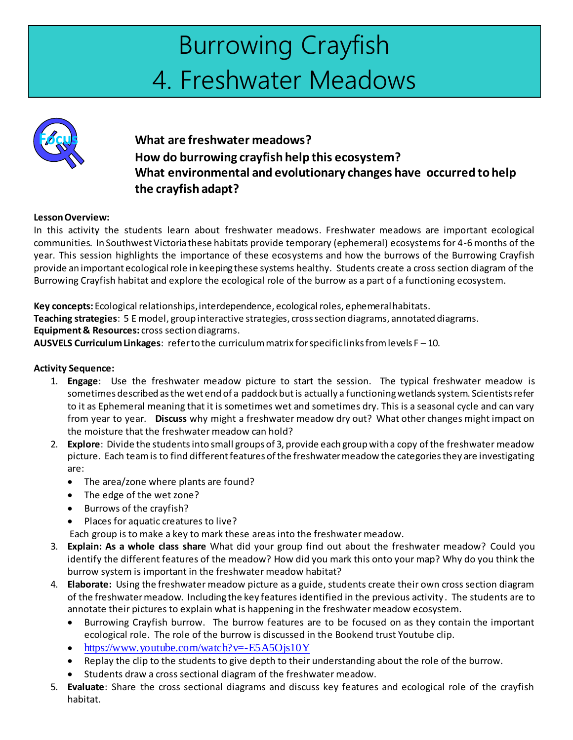# Burrowing Crayfish
# 4. Freshwater Meadows

Focus

**What are freshwater meadows?**
**How do burrowing crayfish help this ecosystem?**
**What environmental and evolutionary changes have occurred to help the crayfish adapt?**

**Lesson Overview:**
In this activity the students learn about freshwater meadows. Freshwater meadows are important ecological communities. In Southwest Victoria these habitats provide temporary (ephemeral) ecosystems for 4-6 months of the year. This session highlights the importance of these ecosystems and how the burrows of the Burrowing Crayfish provide an important ecological role in keeping these systems healthy. Students create a cross section diagram of the Burrowing Crayfish habitat and explore the ecological role of the burrow as a part of a functioning ecosystem.

**Key concepts:** Ecological relationships, interdependence, ecological roles, ephemeral habitats.
**Teaching strategies**: 5 E model, group interactive strategies, cross section diagrams, annotated diagrams.
**Equipment & Resources:** cross section diagrams.
**AUSVELS Curriculum Linkages**: refer to the curriculum matrix for specific links from levels F – 10.

**Activity Sequence:**

1. **Engage**: Use the freshwater meadow picture to start the session. The typical freshwater meadow is sometimes described as the wet end of a paddock but is actually a functioning wetlands system. Scientists refer to it as Ephemeral meaning that it is sometimes wet and sometimes dry. This is a seasonal cycle and can vary from year to year. **Discuss** why might a freshwater meadow dry out? What other changes might impact on the moisture that the freshwater meadow can hold?
2. **Explore**: Divide the students into small groups of 3, provide each group with a copy of the freshwater meadow picture. Each team is to find different features of the freshwater meadow the categories they are investigating are:
   - The area/zone where plants are found?
   - The edge of the wet zone?
   - Burrows of the crayfish?
   - Places for aquatic creatures to live?

   Each group is to make a key to mark these areas into the freshwater meadow.
3. **Explain: As a whole class share** What did your group find out about the freshwater meadow? Could you identify the different features of the meadow? How did you mark this onto your map? Why do you think the burrow system is important in the freshwater meadow habitat?
4. **Elaborate:** Using the freshwater meadow picture as a guide, students create their own cross section diagram of the freshwater meadow. Including the key features identified in the previous activity. The students are to annotate their pictures to explain what is happening in the freshwater meadow ecosystem.
   - Burrowing Crayfish burrow. The burrow features are to be focused on as they contain the important ecological role. The role of the burrow is discussed in the Bookend trust Youtube clip.
   - https://www.youtube.com/watch?v=-E5A5Ojs10Y
   - Replay the clip to the students to give depth to their understanding about the role of the burrow.
   - Students draw a cross sectional diagram of the freshwater meadow.
5. **Evaluate**: Share the cross sectional diagrams and discuss key features and ecological role of the crayfish habitat.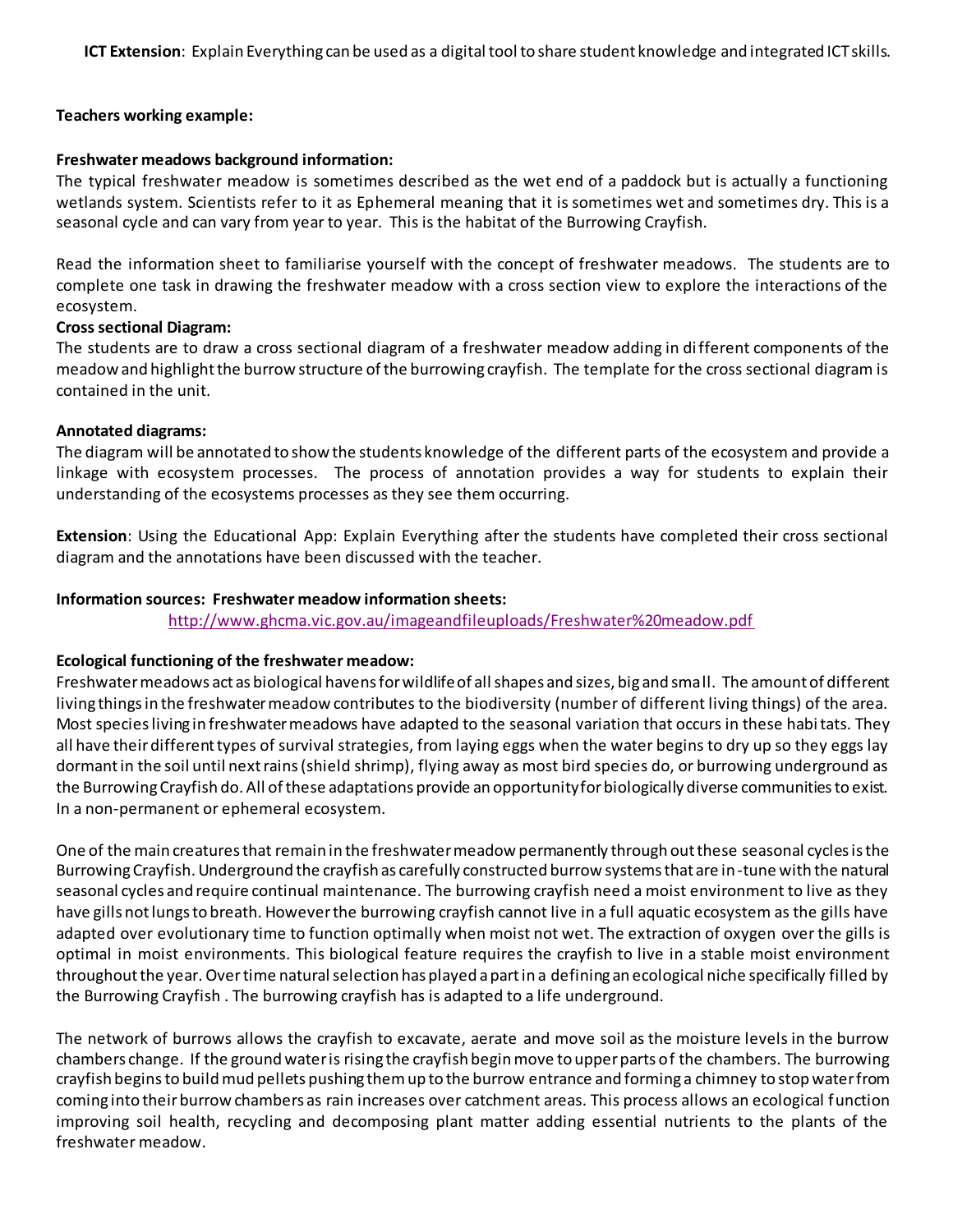**ICT Extension**: Explain Everything can be used as a digital tool to share student knowledge and integrated ICT skills.

**Teachers working example:**

**Freshwater meadows background information:**

The typical freshwater meadow is sometimes described as the wet end of a paddock but is actually a functioning wetlands system. Scientists refer to it as Ephemeral meaning that it is sometimes wet and sometimes dry. This is a seasonal cycle and can vary from year to year. This is the habitat of the Burrowing Crayfish.

Read the information sheet to familiarise yourself with the concept of freshwater meadows. The students are to complete one task in drawing the freshwater meadow with a cross section view to explore the interactions of the ecosystem.

**Cross sectional Diagram:**

The students are to draw a cross sectional diagram of a freshwater meadow adding in different components of the meadow and highlight the burrow structure of the burrowing crayfish. The template for the cross sectional diagram is contained in the unit.

**Annotated diagrams:**

The diagram will be annotated to show the students knowledge of the different parts of the ecosystem and provide a linkage with ecosystem processes. The process of annotation provides a way for students to explain their understanding of the ecosystems processes as they see them occurring.

**Extension**: Using the Educational App: Explain Everything after the students have completed their cross sectional diagram and the annotations have been discussed with the teacher.

**Information sources: Freshwater meadow information sheets:**

http://www.ghcma.vic.gov.au/imageandfileuploads/Freshwater%20meadow.pdf

**Ecological functioning of the freshwater meadow:**

Freshwater meadows act as biological havens for wildlife of all shapes and sizes, big and small. The amount of different living things in the freshwater meadow contributes to the biodiversity (number of different living things) of the area. Most species living in freshwater meadows have adapted to the seasonal variation that occurs in these habitats. They all have their different types of survival strategies, from laying eggs when the water begins to dry up so they eggs lay dormant in the soil until next rains (shield shrimp), flying away as most bird species do, or burrowing underground as the Burrowing Crayfish do. All of these adaptations provide an opportunity for biologically diverse communities to exist. In a non-permanent or ephemeral ecosystem.

One of the main creatures that remain in the freshwater meadow permanently through out these seasonal cycles is the Burrowing Crayfish. Underground the crayfish as carefully constructed burrow systems that are in-tune with the natural seasonal cycles and require continual maintenance. The burrowing crayfish need a moist environment to live as they have gills not lungs to breath. However the burrowing crayfish cannot live in a full aquatic ecosystem as the gills have adapted over evolutionary time to function optimally when moist not wet. The extraction of oxygen over the gills is optimal in moist environments. This biological feature requires the crayfish to live in a stable moist environment throughout the year. Over time natural selection has played a part in a defining an ecological niche specifically filled by the Burrowing Crayfish . The burrowing crayfish has is adapted to a life underground.

The network of burrows allows the crayfish to excavate, aerate and move soil as the moisture levels in the burrow chambers change. If the ground water is rising the crayfish begin move to upper parts of the chambers. The burrowing crayfish begins to build mud pellets pushing them up to the burrow entrance and forming a chimney to stop water from coming into their burrow chambers as rain increases over catchment areas. This process allows an ecological function improving soil health, recycling and decomposing plant matter adding essential nutrients to the plants of the freshwater meadow.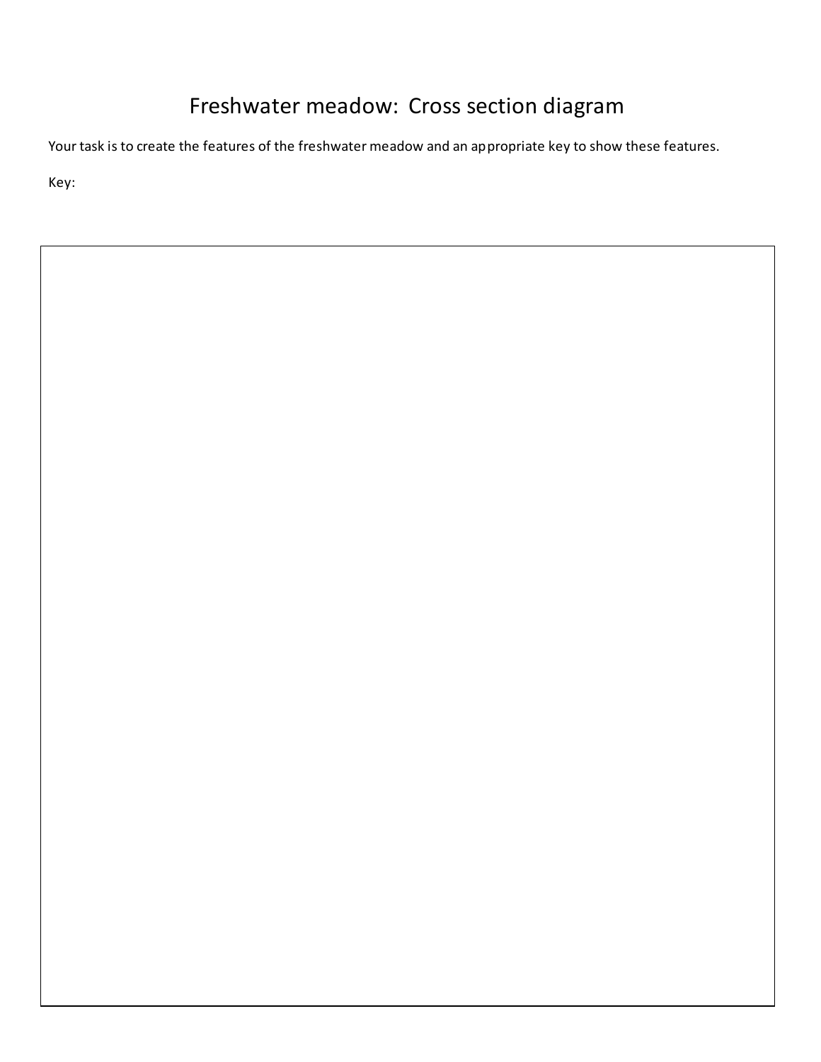# Freshwater meadow: Cross section diagram

Your task is to create the features of the freshwater meadow and an appropriate key to show these features.

Key: